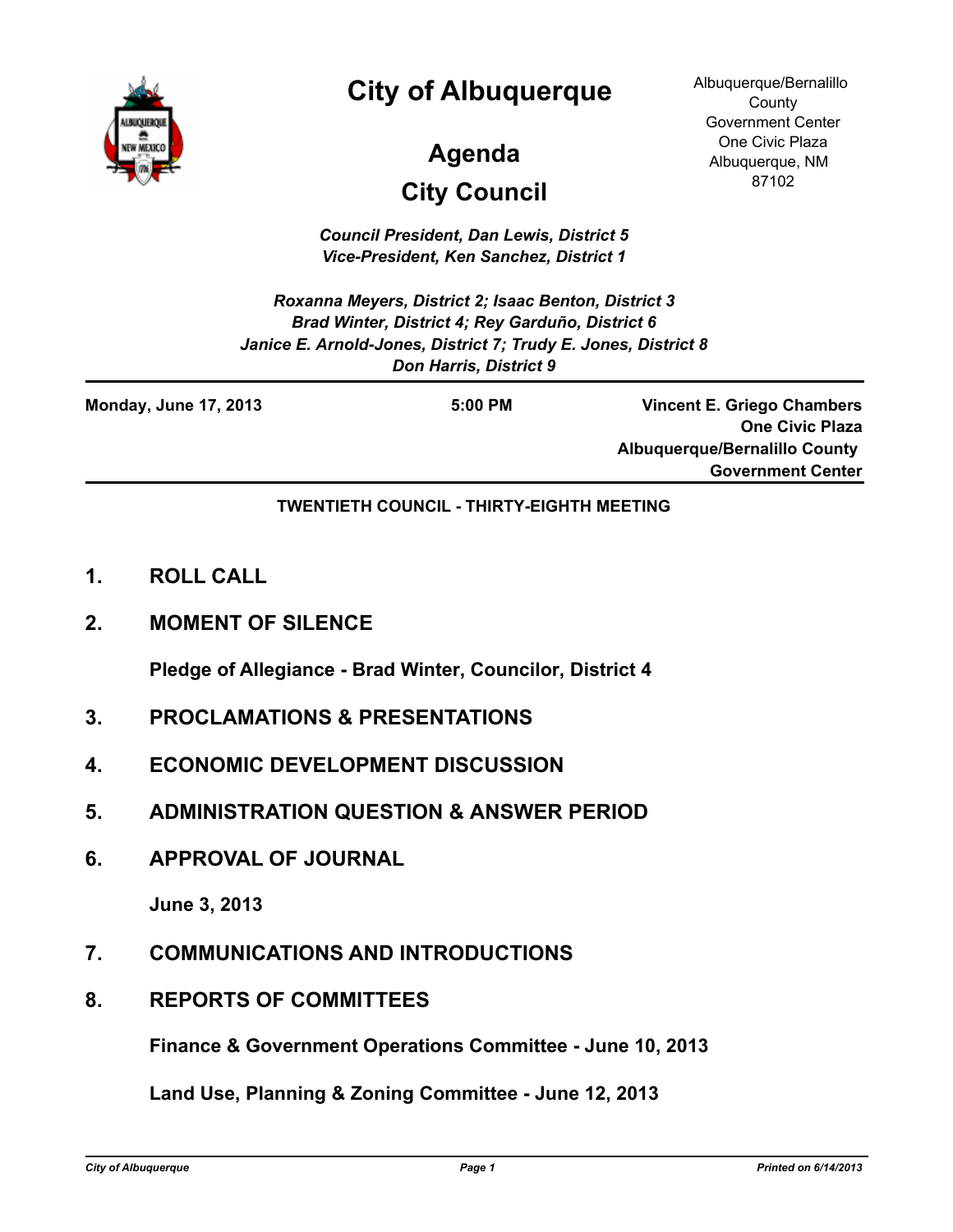# City of Albuquerque

Albuquerque/Bernalillo County Government Center
One Civic Plaza
Albuquerque, NM 87102

## Agenda

## City Council

*Council President, Dan Lewis, District 5*
*Vice-President, Ken Sanchez, District 1*

*Roxanna Meyers, District 2; Isaac Benton, District 3*
*Brad Winter, District 4; Rey Garduño, District 6*
*Janice E. Arnold-Jones, District 7; Trudy E. Jones, District 8*
*Don Harris, District 9*

**Monday, June 17, 2013** | **5:00 PM** | **Vincent E. Griego Chambers, One Civic Plaza, Albuquerque/Bernalillo County Government Center**

**TWENTIETH COUNCIL - THIRTY-EIGHTH MEETING**

1. **ROLL CALL**

2. **MOMENT OF SILENCE**

   **Pledge of Allegiance - Brad Winter, Councilor, District 4**

3. **PROCLAMATIONS & PRESENTATIONS**

4. **ECONOMIC DEVELOPMENT DISCUSSION**

5. **ADMINISTRATION QUESTION & ANSWER PERIOD**

6. **APPROVAL OF JOURNAL**

   **June 3, 2013**

7. **COMMUNICATIONS AND INTRODUCTIONS**

8. **REPORTS OF COMMITTEES**

   **Finance & Government Operations Committee - June 10, 2013**

   **Land Use, Planning & Zoning Committee - June 12, 2013**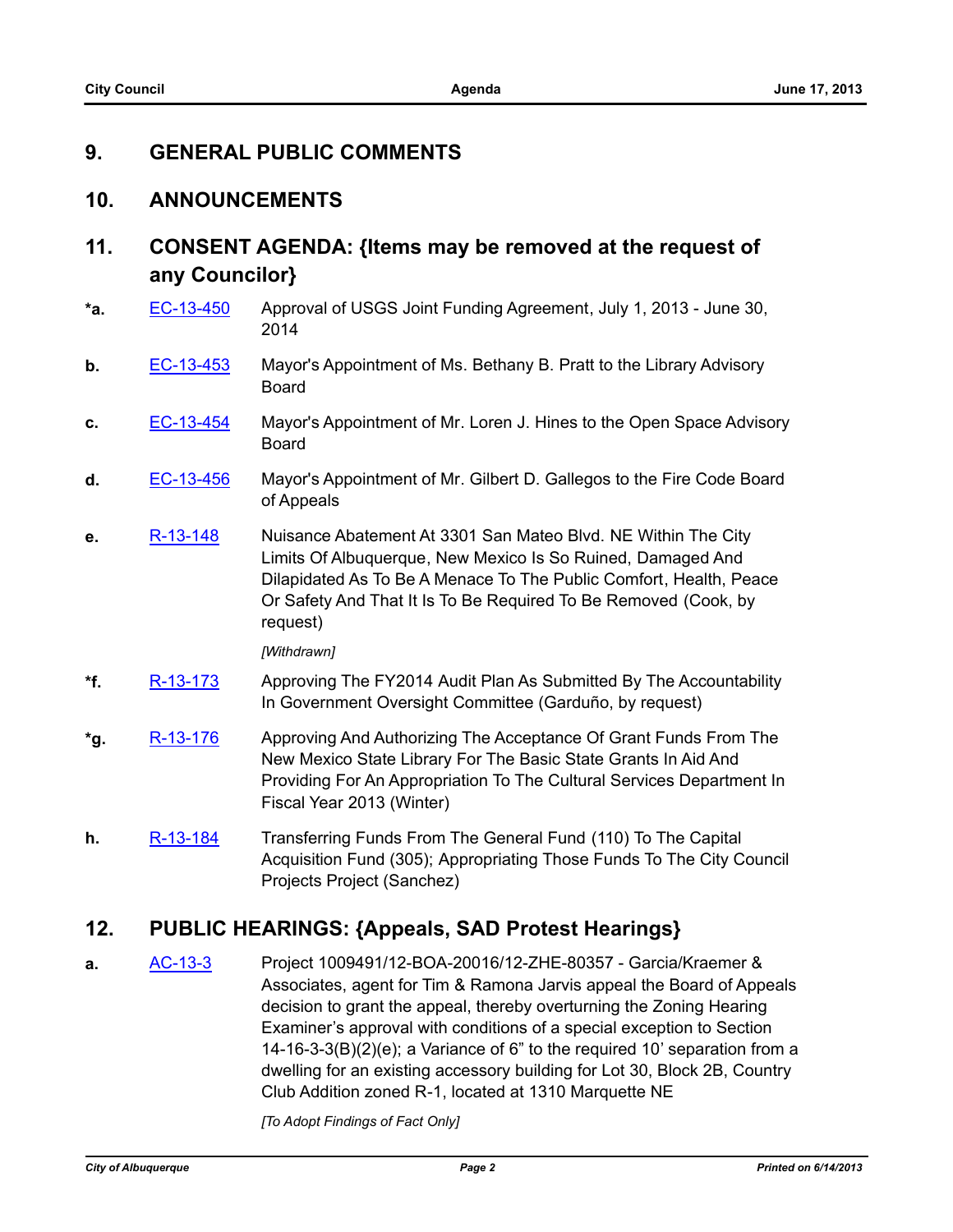## 9. GENERAL PUBLIC COMMENTS

## 10. ANNOUNCEMENTS

## 11. CONSENT AGENDA: {Items may be removed at the request of any Councilor}

*a. EC-13-450 Approval of USGS Joint Funding Agreement, July 1, 2013 - June 30, 2014

b. EC-13-453 Mayor's Appointment of Ms. Bethany B. Pratt to the Library Advisory Board

c. EC-13-454 Mayor's Appointment of Mr. Loren J. Hines to the Open Space Advisory Board

d. EC-13-456 Mayor's Appointment of Mr. Gilbert D. Gallegos to the Fire Code Board of Appeals

e. R-13-148 Nuisance Abatement At 3301 San Mateo Blvd. NE Within The City Limits Of Albuquerque, New Mexico Is So Ruined, Damaged And Dilapidated As To Be A Menace To The Public Comfort, Health, Peace Or Safety And That It Is To Be Required To Be Removed (Cook, by request)

*[Withdrawn]*

*f. R-13-173 Approving The FY2014 Audit Plan As Submitted By The Accountability In Government Oversight Committee (Garduño, by request)

*g. R-13-176 Approving And Authorizing The Acceptance Of Grant Funds From The New Mexico State Library For The Basic State Grants In Aid And Providing For An Appropriation To The Cultural Services Department In Fiscal Year 2013 (Winter)

h. R-13-184 Transferring Funds From The General Fund (110) To The Capital Acquisition Fund (305); Appropriating Those Funds To The City Council Projects Project (Sanchez)

## 12. PUBLIC HEARINGS: {Appeals, SAD Protest Hearings}

a. AC-13-3 Project 1009491/12-BOA-20016/12-ZHE-80357 - Garcia/Kraemer & Associates, agent for Tim & Ramona Jarvis appeal the Board of Appeals decision to grant the appeal, thereby overturning the Zoning Hearing Examiner's approval with conditions of a special exception to Section 14-16-3-3(B)(2)(e); a Variance of 6" to the required 10' separation from a dwelling for an existing accessory building for Lot 30, Block 2B, Country Club Addition zoned R-1, located at 1310 Marquette NE

*[To Adopt Findings of Fact Only]*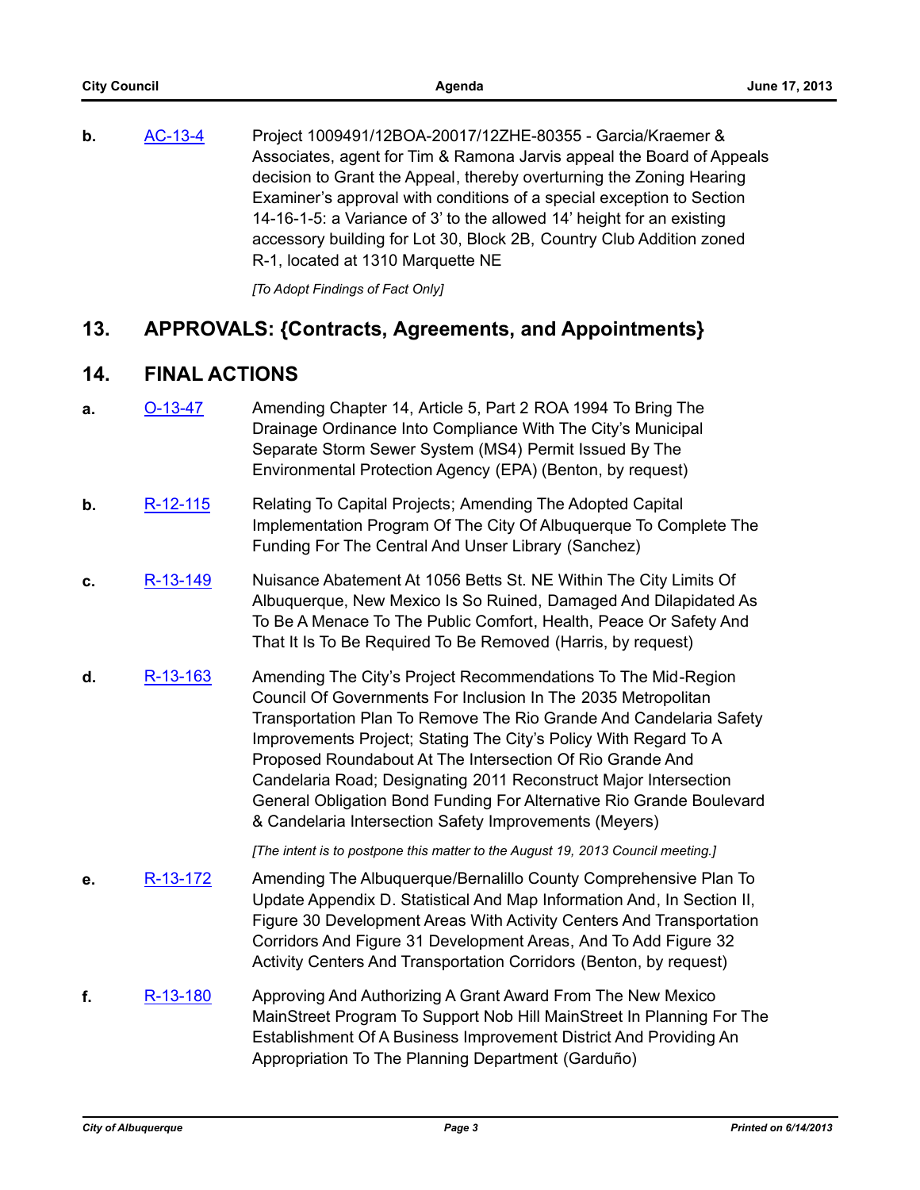**b.** AC-13-4 Project 1009491/12BOA-20017/12ZHE-80355 - Garcia/Kraemer & Associates, agent for Tim & Ramona Jarvis appeal the Board of Appeals decision to Grant the Appeal, thereby overturning the Zoning Hearing Examiner's approval with conditions of a special exception to Section 14-16-1-5: a Variance of 3' to the allowed 14' height for an existing accessory building for Lot 30, Block 2B, Country Club Addition zoned R-1, located at 1310 Marquette NE

*[To Adopt Findings of Fact Only]*

## 13. APPROVALS: {Contracts, Agreements, and Appointments}

## 14. FINAL ACTIONS

**a.** O-13-47 Amending Chapter 14, Article 5, Part 2 ROA 1994 To Bring The Drainage Ordinance Into Compliance With The City's Municipal Separate Storm Sewer System (MS4) Permit Issued By The Environmental Protection Agency (EPA) (Benton, by request)

**b.** R-12-115 Relating To Capital Projects; Amending The Adopted Capital Implementation Program Of The City Of Albuquerque To Complete The Funding For The Central And Unser Library (Sanchez)

**c.** R-13-149 Nuisance Abatement At 1056 Betts St. NE Within The City Limits Of Albuquerque, New Mexico Is So Ruined, Damaged And Dilapidated As To Be A Menace To The Public Comfort, Health, Peace Or Safety And That It Is To Be Required To Be Removed (Harris, by request)

**d.** R-13-163 Amending The City's Project Recommendations To The Mid-Region Council Of Governments For Inclusion In The 2035 Metropolitan Transportation Plan To Remove The Rio Grande And Candelaria Safety Improvements Project; Stating The City's Policy With Regard To A Proposed Roundabout At The Intersection Of Rio Grande And Candelaria Road; Designating 2011 Reconstruct Major Intersection General Obligation Bond Funding For Alternative Rio Grande Boulevard & Candelaria Intersection Safety Improvements (Meyers)

*[The intent is to postpone this matter to the August 19, 2013 Council meeting.]*

**e.** R-13-172 Amending The Albuquerque/Bernalillo County Comprehensive Plan To Update Appendix D. Statistical And Map Information And, In Section II, Figure 30 Development Areas With Activity Centers And Transportation Corridors And Figure 31 Development Areas, And To Add Figure 32 Activity Centers And Transportation Corridors (Benton, by request)

**f.** R-13-180 Approving And Authorizing A Grant Award From The New Mexico MainStreet Program To Support Nob Hill MainStreet In Planning For The Establishment Of A Business Improvement District And Providing An Appropriation To The Planning Department (Garduño)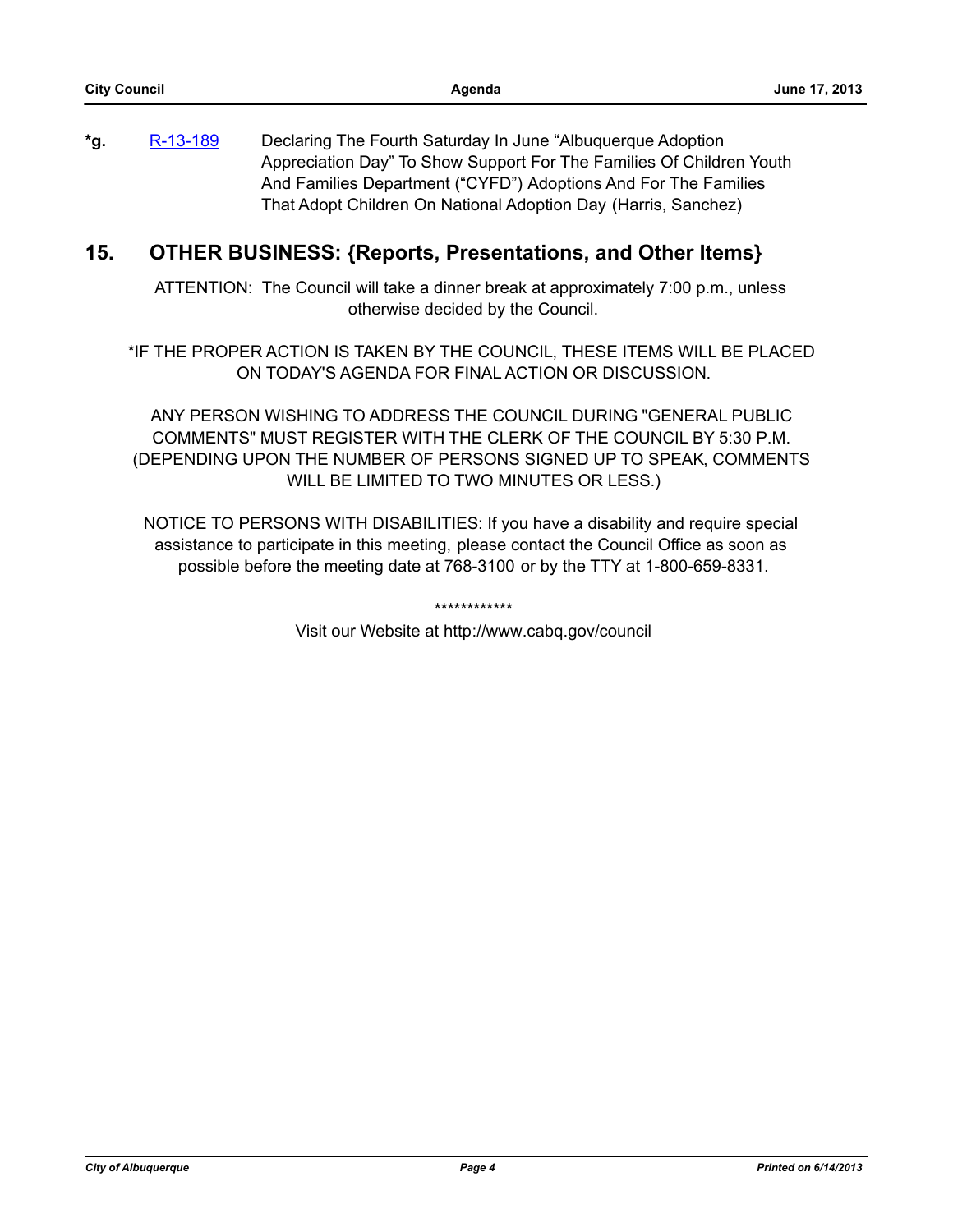**\*g.** R-13-189 Declaring The Fourth Saturday In June "Albuquerque Adoption Appreciation Day" To Show Support For The Families Of Children Youth And Families Department ("CYFD") Adoptions And For The Families That Adopt Children On National Adoption Day (Harris, Sanchez)

## 15. OTHER BUSINESS: {Reports, Presentations, and Other Items}

ATTENTION: The Council will take a dinner break at approximately 7:00 p.m., unless otherwise decided by the Council.

*IF THE PROPER ACTION IS TAKEN BY THE COUNCIL, THESE ITEMS WILL BE PLACED ON TODAY'S AGENDA FOR FINAL ACTION OR DISCUSSION.

ANY PERSON WISHING TO ADDRESS THE COUNCIL DURING "GENERAL PUBLIC COMMENTS" MUST REGISTER WITH THE CLERK OF THE COUNCIL BY 5:30 P.M. (DEPENDING UPON THE NUMBER OF PERSONS SIGNED UP TO SPEAK, COMMENTS WILL BE LIMITED TO TWO MINUTES OR LESS.)

NOTICE TO PERSONS WITH DISABILITIES: If you have a disability and require special assistance to participate in this meeting, please contact the Council Office as soon as possible before the meeting date at 768-3100 or by the TTY at 1-800-659-8331.

************

Visit our Website at http://www.cabq.gov/council